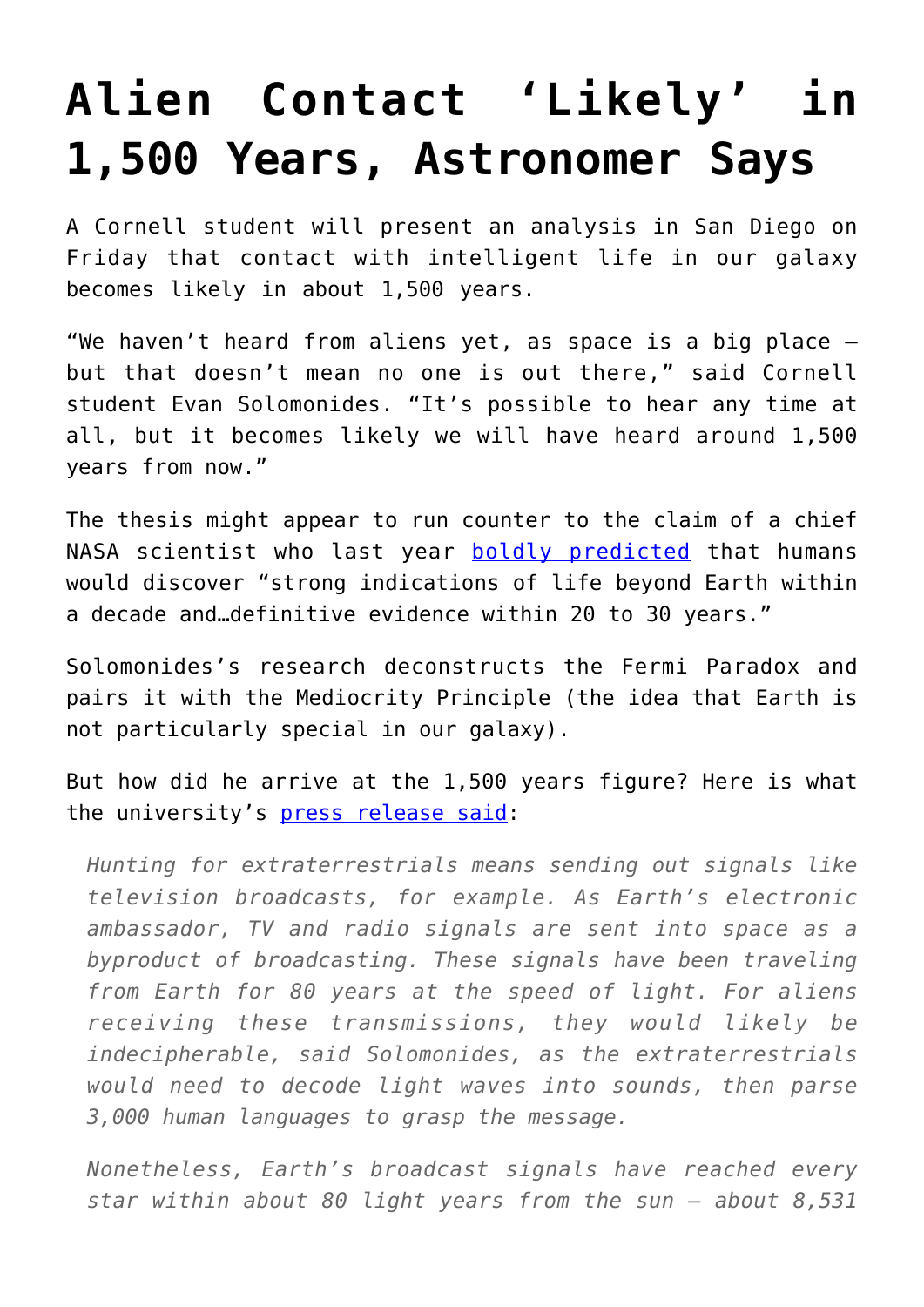# Alien Contact 'Likely' in 1,500 Years, Astronomer Says

A Cornell student will present an analysis in San Diego on Friday that contact with intelligent life in our galaxy becomes likely in about 1,500 years.

"We haven't heard from aliens yet, as space is a big place — but that doesn't mean no one is out there," said Cornell student Evan Solomonides. "It's possible to hear any time at all, but it becomes likely we will have heard around 1,500 years from now."

The thesis might appear to run counter to the claim of a chief NASA scientist who last year [boldly predicted](#) that humans would discover "strong indications of life beyond Earth within a decade and…definitive evidence within 20 to 30 years."

Solomonides's research deconstructs the Fermi Paradox and pairs it with the Mediocrity Principle (the idea that Earth is not particularly special in our galaxy).

But how did he arrive at the 1,500 years figure? Here is what the university's [press release said](#):

> *Hunting for extraterrestrials means sending out signals like television broadcasts, for example. As Earth's electronic ambassador, TV and radio signals are sent into space as a byproduct of broadcasting. These signals have been traveling from Earth for 80 years at the speed of light. For aliens receiving these transmissions, they would likely be indecipherable, said Solomonides, as the extraterrestrials would need to decode light waves into sounds, then parse 3,000 human languages to grasp the message.*
>
> *Nonetheless, Earth's broadcast signals have reached every star within about 80 light years from the sun — about 8,531*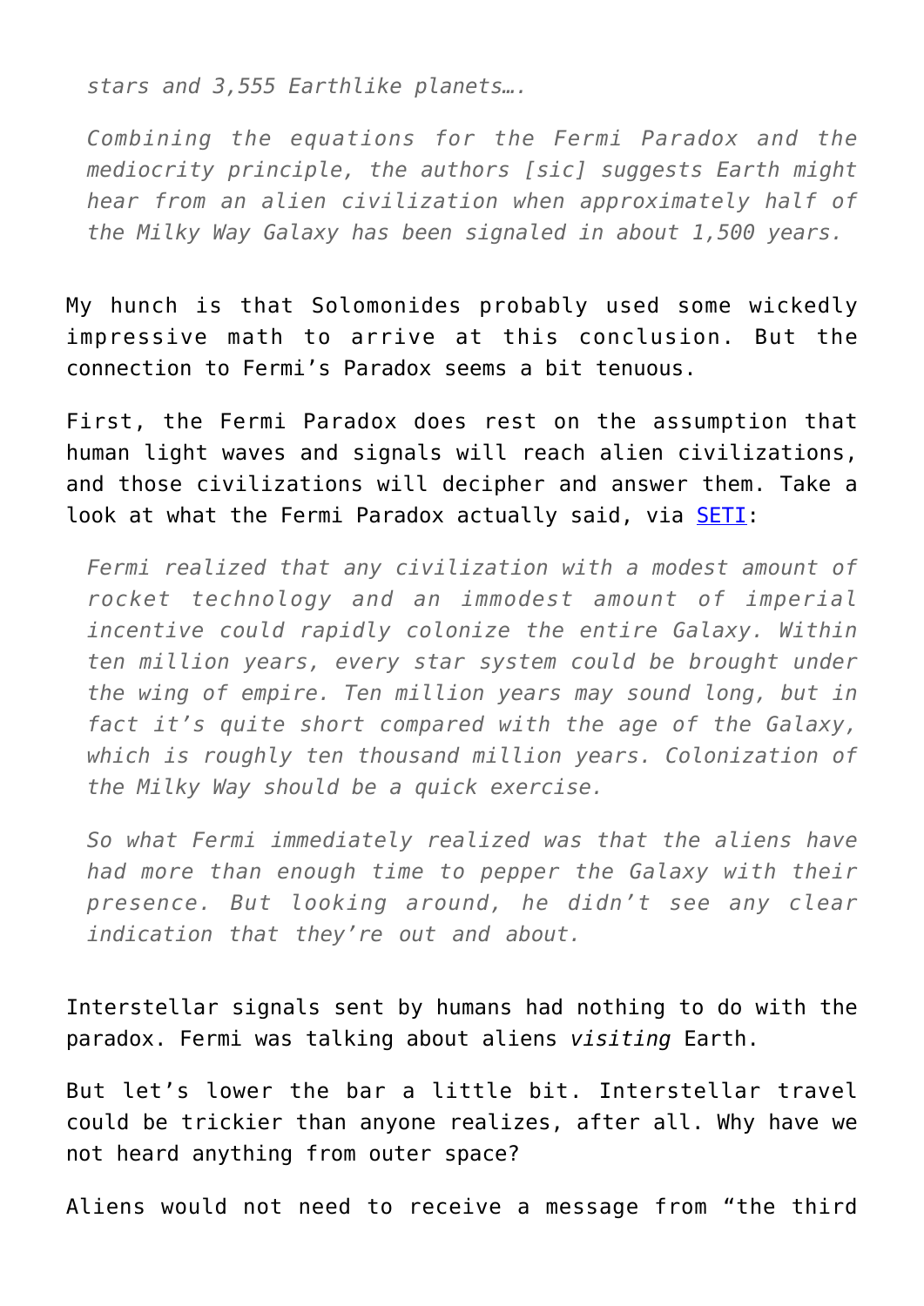> *stars and 3,555 Earthlike planets….*
>
> *Combining the equations for the Fermi Paradox and the mediocrity principle, the authors [sic] suggests Earth might hear from an alien civilization when approximately half of the Milky Way Galaxy has been signaled in about 1,500 years.*

My hunch is that Solomonides probably used some wickedly impressive math to arrive at this conclusion. But the connection to Fermi's Paradox seems a bit tenuous.

First, the Fermi Paradox does rest on the assumption that human light waves and signals will reach alien civilizations, and those civilizations will decipher and answer them. Take a look at what the Fermi Paradox actually said, via [SETI](SETI):

> *Fermi realized that any civilization with a modest amount of rocket technology and an immodest amount of imperial incentive could rapidly colonize the entire Galaxy. Within ten million years, every star system could be brought under the wing of empire. Ten million years may sound long, but in fact it's quite short compared with the age of the Galaxy, which is roughly ten thousand million years. Colonization of the Milky Way should be a quick exercise.*
>
> *So what Fermi immediately realized was that the aliens have had more than enough time to pepper the Galaxy with their presence. But looking around, he didn't see any clear indication that they're out and about.*

Interstellar signals sent by humans had nothing to do with the paradox. Fermi was talking about aliens *visiting* Earth.

But let's lower the bar a little bit. Interstellar travel could be trickier than anyone realizes, after all. Why have we not heard anything from outer space?

Aliens would not need to receive a message from "the third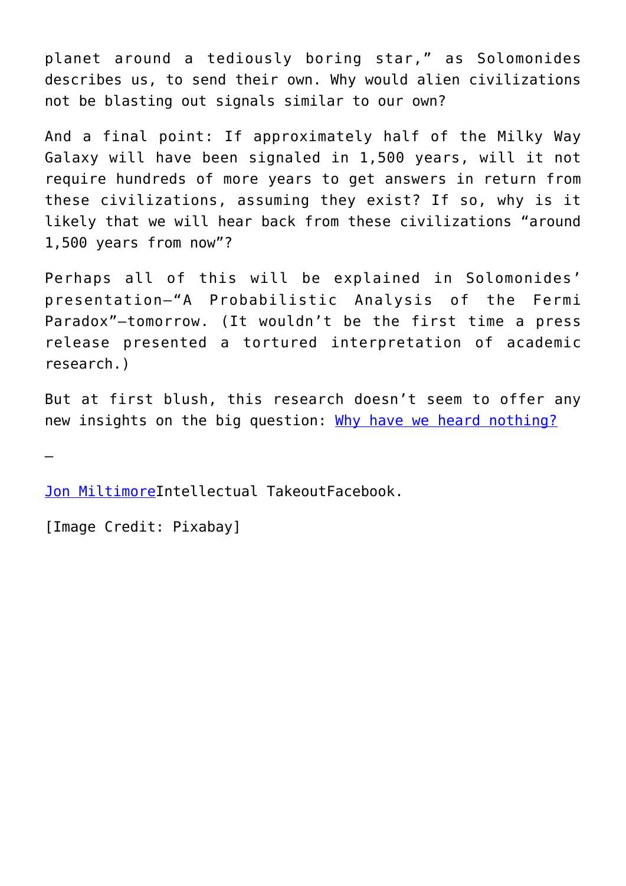planet around a tediously boring star," as Solomonides describes us, to send their own. Why would alien civilizations not be blasting out signals similar to our own?

And a final point: If approximately half of the Milky Way Galaxy will have been signaled in 1,500 years, will it not require hundreds of more years to get answers in return from these civilizations, assuming they exist? If so, why is it likely that we will hear back from these civilizations "around 1,500 years from now"?

Perhaps all of this will be explained in Solomonides' presentation—"A Probabilistic Analysis of the Fermi Paradox"—tomorrow. (It wouldn't be the first time a press release presented a tortured interpretation of academic research.)

But at first blush, this research doesn't seem to offer any new insights on the big question: Why have we heard nothing?

—

Jon MiltimoreIntellectual TakeoutFacebook.

[Image Credit: Pixabay]